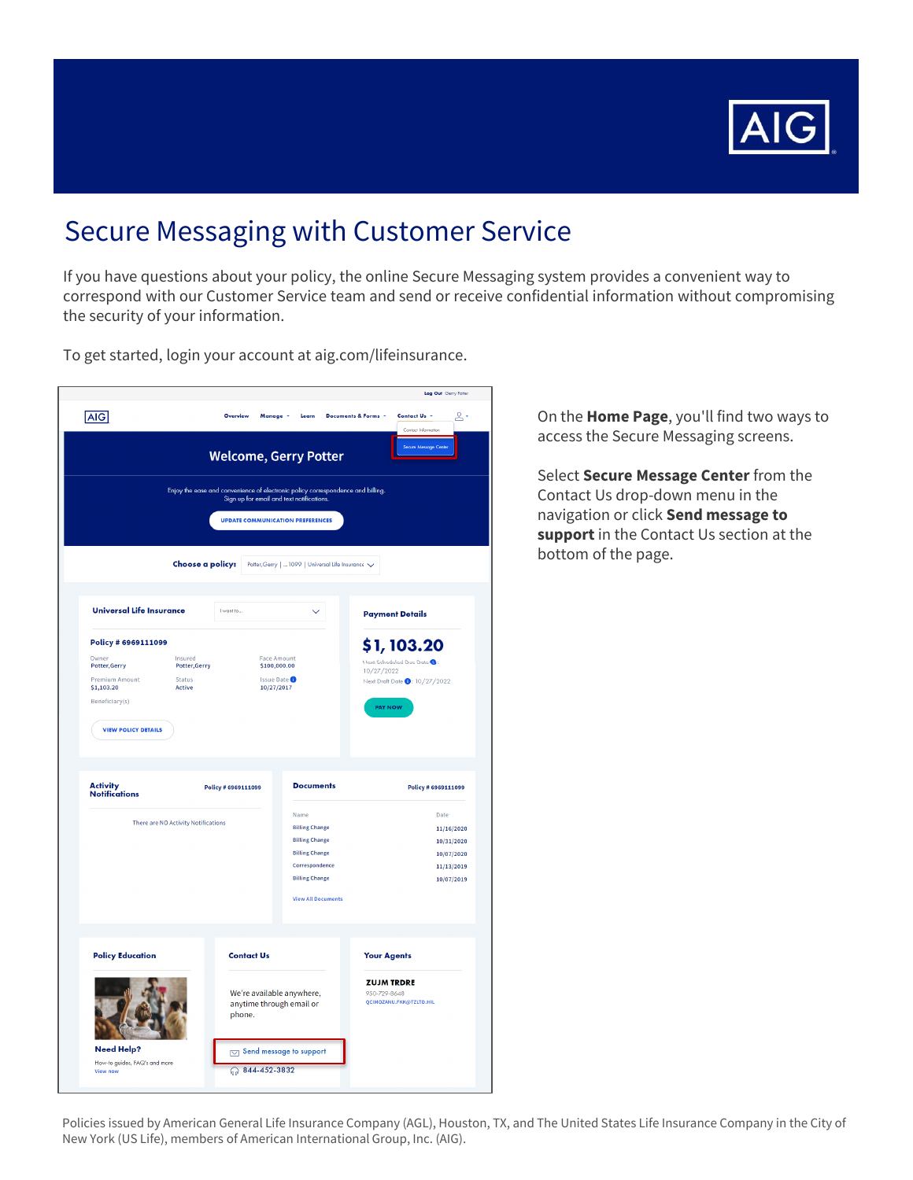# Secure Messaging with Customer Service

If you have questions about your policy, the online Secure Messaging system provides a convenient way to correspond with our Customer Service team and send or receive confidential information without compromising the security of your information.

To get started, login your account at aig.com/lifeinsurance.

On the **Home Page**, you'll find two ways to access the Secure Messaging screens.

Select **Secure Message Center** from the Contact Us drop-down menu in the navigation or click **Send message to support** in the Contact Us section at the bottom of the page.

Policies issued by American General Life Insurance Company (AGL), Houston, TX, and The United States Life Insurance Company in the City of New York (US Life), members of American International Group, Inc. (AIG).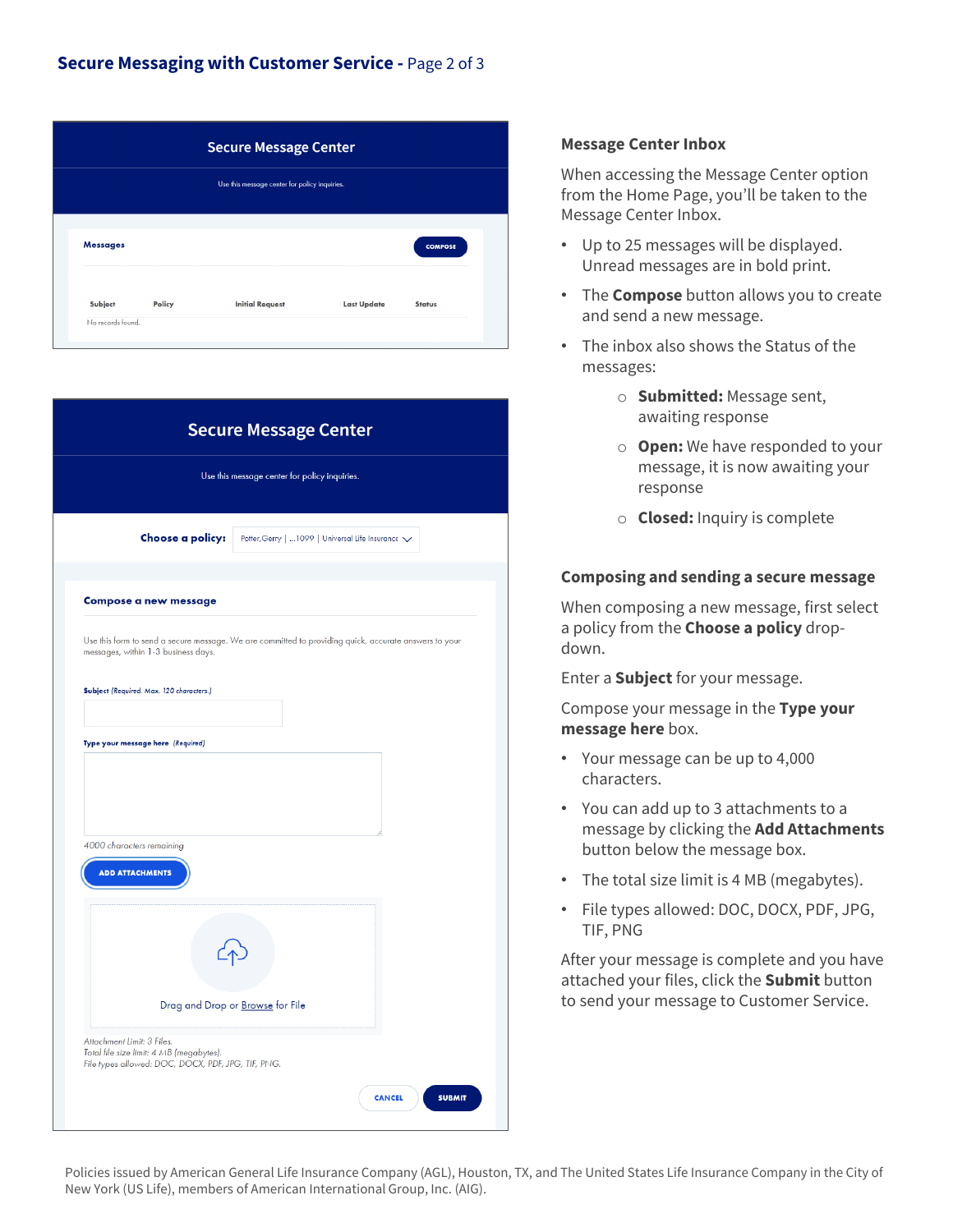## Message Center Inbox

When accessing the Message Center option from the Home Page, you'll be taken to the Message Center Inbox.

- Up to 25 messages will be displayed. Unread messages are in bold print.
- The **Compose** button allows you to create and send a new message.
- The inbox also shows the Status of the messages:
  - **Submitted:** Message sent, awaiting response
  - **Open:** We have responded to your message, it is now awaiting your response
  - **Closed:** Inquiry is complete

## Composing and sending a secure message

When composing a new message, first select a policy from the **Choose a policy** drop-down.

Enter a **Subject** for your message.

Compose your message in the **Type your message here** box.

- Your message can be up to 4,000 characters.
- You can add up to 3 attachments to a message by clicking the **Add Attachments** button below the message box.
- The total size limit is 4 MB (megabytes).
- File types allowed: DOC, DOCX, PDF, JPG, TIF, PNG

After your message is complete and you have attached your files, click the **Submit** button to send your message to Customer Service.

Policies issued by American General Life Insurance Company (AGL), Houston, TX, and The United States Life Insurance Company in the City of New York (US Life), members of American International Group, Inc. (AIG).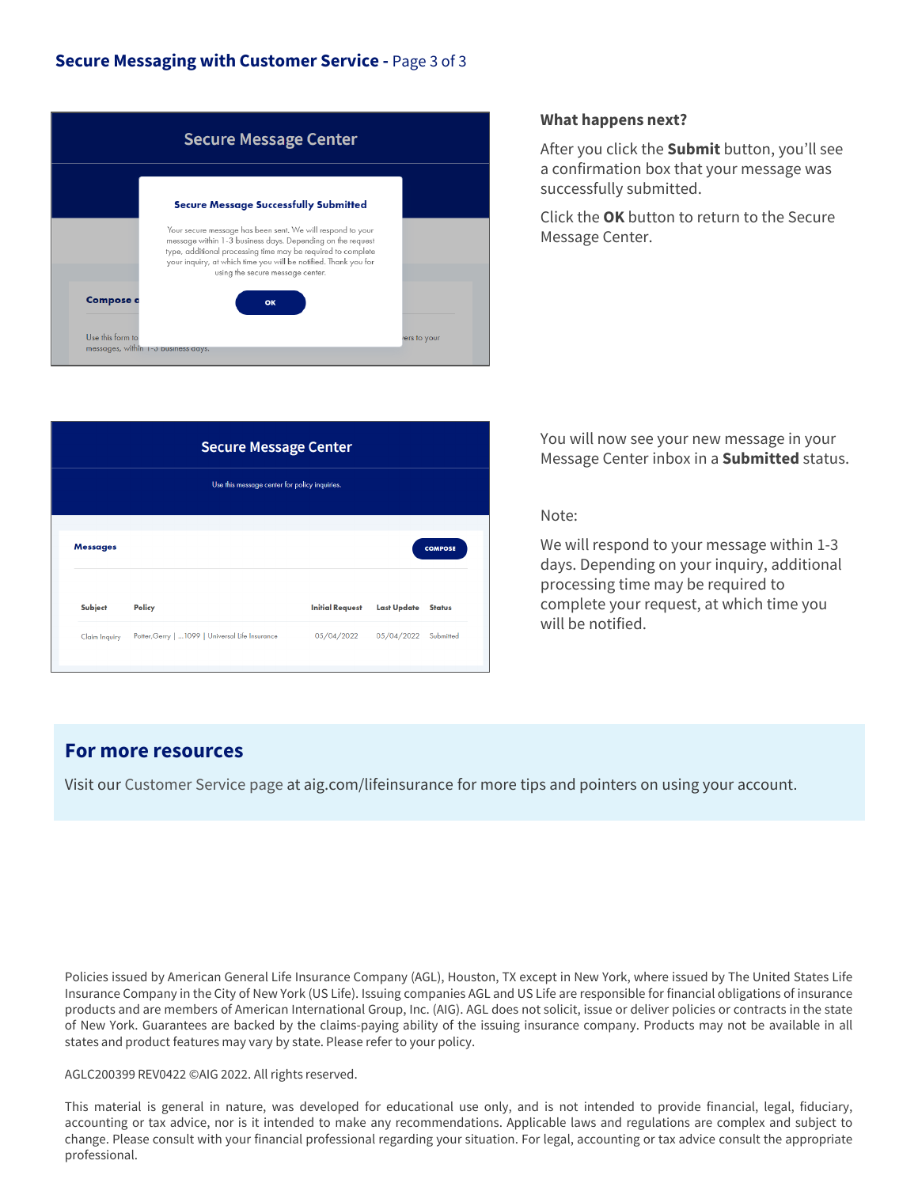## Secure Messaging with Customer Service - Page 3 of 3

Secure Message Center

**Secure Message Successfully Submitted**

Your secure message has been sent. We will respond to your message within 1-3 business days. Depending on the request type, additional processing time may be required to complete your inquiry, at which time you will be notified. Thank you for using the secure message center.

OK

**Compose** ...

Use this form to ... ers to your messages, within 1-3 business days.

### What happens next?

After you click the **Submit** button, you'll see a confirmation box that your message was successfully submitted.

Click the **OK** button to return to the Secure Message Center.

Secure Message Center

Use this message center for policy inquiries.

**Messages** COMPOSE

| Subject | Policy | Initial Request | Last Update | Status |
|---|---|---|---|---|
| Claim Inquiry | Potter,Gerry \| ...1099 \| Universal Life Insurance | 05/04/2022 | 05/04/2022 | Submitted |

You will now see your new message in your Message Center inbox in a **Submitted** status.

Note:

We will respond to your message within 1-3 days. Depending on your inquiry, additional processing time may be required to complete your request, at which time you will be notified.

## For more resources

Visit our Customer Service page at aig.com/lifeinsurance for more tips and pointers on using your account.

Policies issued by American General Life Insurance Company (AGL), Houston, TX except in New York, where issued by The United States Life Insurance Company in the City of New York (US Life). Issuing companies AGL and US Life are responsible for financial obligations of insurance products and are members of American International Group, Inc. (AIG). AGL does not solicit, issue or deliver policies or contracts in the state of New York. Guarantees are backed by the claims-paying ability of the issuing insurance company. Products may not be available in all states and product features may vary by state. Please refer to your policy.

AGLC200399 REV0422 ©AIG 2022. All rights reserved.

This material is general in nature, was developed for educational use only, and is not intended to provide financial, legal, fiduciary, accounting or tax advice, nor is it intended to make any recommendations. Applicable laws and regulations are complex and subject to change. Please consult with your financial professional regarding your situation. For legal, accounting or tax advice consult the appropriate professional.